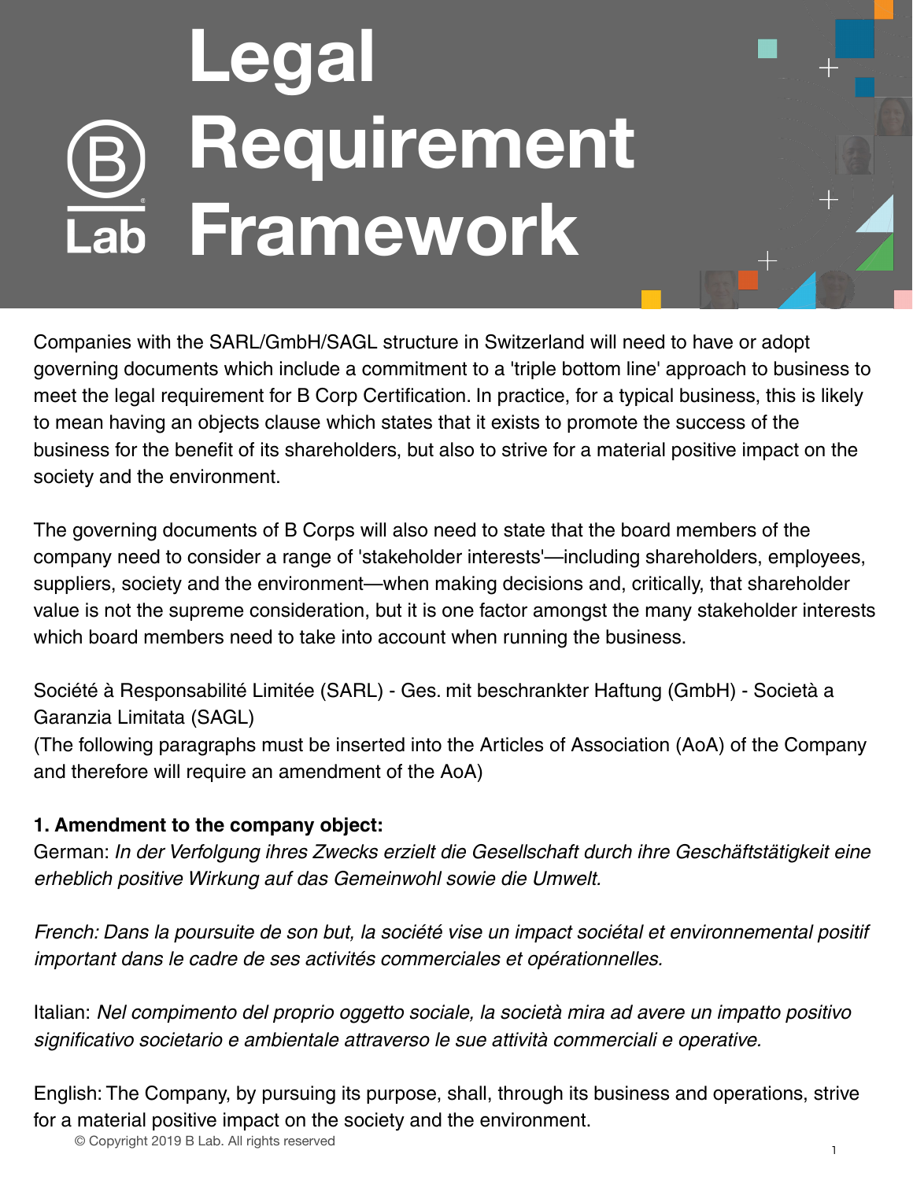# Legal Requirement Framework

Companies with the SARL/GmbH/SAGL structure in Switzerland will need to have or adopt governing documents which include a commitment to a 'triple bottom line' approach to business to meet the legal requirement for B Corp Certification. In practice, for a typical business, this is likely to mean having an objects clause which states that it exists to promote the success of the business for the benefit of its shareholders, but also to strive for a material positive impact on the society and the environment.

The governing documents of B Corps will also need to state that the board members of the company need to consider a range of 'stakeholder interests'—including shareholders, employees, suppliers, society and the environment—when making decisions and, critically, that shareholder value is not the supreme consideration, but it is one factor amongst the many stakeholder interests which board members need to take into account when running the business.

Société à Responsabilité Limitée (SARL) - Ges. mit beschrankter Haftung (GmbH) - Società a Garanzia Limitata (SAGL)
(The following paragraphs must be inserted into the Articles of Association (AoA) of the Company and therefore will require an amendment of the AoA)

**1. Amendment to the company object:**
German: *In der Verfolgung ihres Zwecks erzielt die Gesellschaft durch ihre Geschäftstätigkeit eine erheblich positive Wirkung auf das Gemeinwohl sowie die Umwelt.*

*French: Dans la poursuite de son but, la société vise un impact sociétal et environnemental positif important dans le cadre de ses activités commerciales et opérationnelles.*

Italian: *Nel compimento del proprio oggetto sociale, la società mira ad avere un impatto positivo significativo societario e ambientale attraverso le sue attività commerciali e operative.*

English: The Company, by pursuing its purpose, shall, through its business and operations, strive for a material positive impact on the society and the environment.

© Copyright 2019 B Lab. All rights reserved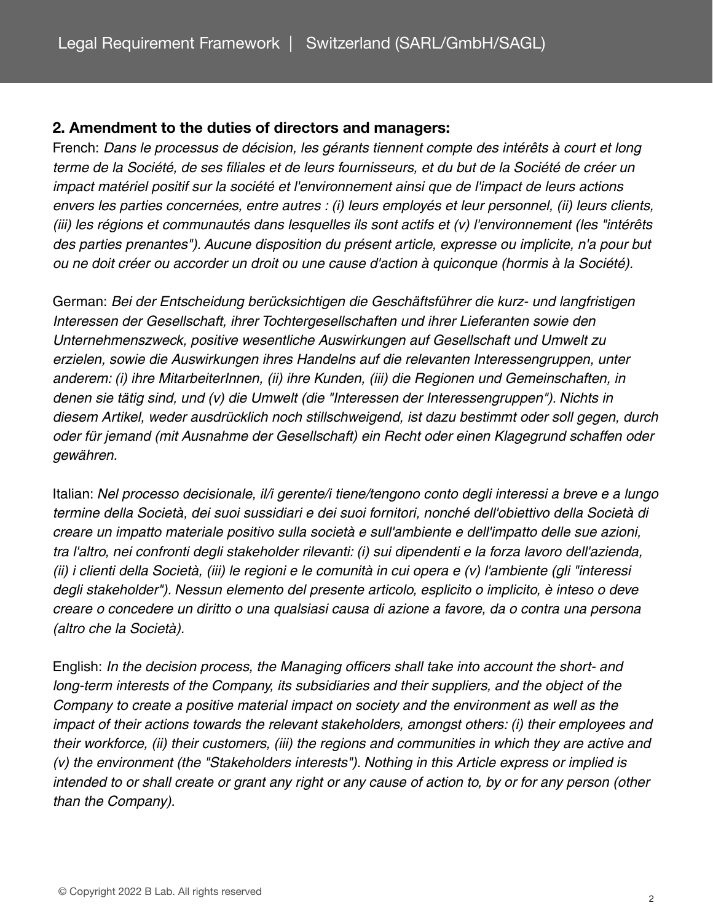**2. Amendment to the duties of directors and managers:**

French: *Dans le processus de décision, les gérants tiennent compte des intérêts à court et long terme de la Société, de ses filiales et de leurs fournisseurs, et du but de la Société de créer un impact matériel positif sur la société et l'environnement ainsi que de l'impact de leurs actions envers les parties concernées, entre autres : (i) leurs employés et leur personnel, (ii) leurs clients, (iii) les régions et communautés dans lesquelles ils sont actifs et (v) l'environnement (les "intérêts des parties prenantes"). Aucune disposition du présent article, expresse ou implicite, n'a pour but ou ne doit créer ou accorder un droit ou une cause d'action à quiconque (hormis à la Société).*

German: *Bei der Entscheidung berücksichtigen die Geschäftsführer die kurz- und langfristigen Interessen der Gesellschaft, ihrer Tochtergesellschaften und ihrer Lieferanten sowie den Unternehmenszweck, positive wesentliche Auswirkungen auf Gesellschaft und Umwelt zu erzielen, sowie die Auswirkungen ihres Handelns auf die relevanten Interessengruppen, unter anderem: (i) ihre MitarbeiterInnen, (ii) ihre Kunden, (iii) die Regionen und Gemeinschaften, in denen sie tätig sind, und (v) die Umwelt (die "Interessen der Interessengruppen"). Nichts in diesem Artikel, weder ausdrücklich noch stillschweigend, ist dazu bestimmt oder soll gegen, durch oder für jemand (mit Ausnahme der Gesellschaft) ein Recht oder einen Klagegrund schaffen oder gewähren.*

Italian: *Nel processo decisionale, il/i gerente/i tiene/tengono conto degli interessi a breve e a lungo termine della Società, dei suoi sussidiari e dei suoi fornitori, nonché dell'obiettivo della Società di creare un impatto materiale positivo sulla società e sull'ambiente e dell'impatto delle sue azioni, tra l'altro, nei confronti degli stakeholder rilevanti: (i) sui dipendenti e la forza lavoro dell'azienda, (ii) i clienti della Società, (iii) le regioni e le comunità in cui opera e (v) l'ambiente (gli "interessi degli stakeholder"). Nessun elemento del presente articolo, esplicito o implicito, è inteso o deve creare o concedere un diritto o una qualsiasi causa di azione a favore, da o contra una persona (altro che la Società).*

English: *In the decision process, the Managing officers shall take into account the short- and long-term interests of the Company, its subsidiaries and their suppliers, and the object of the Company to create a positive material impact on society and the environment as well as the impact of their actions towards the relevant stakeholders, amongst others: (i) their employees and their workforce, (ii) their customers, (iii) the regions and communities in which they are active and (v) the environment (the "Stakeholders interests"). Nothing in this Article express or implied is intended to or shall create or grant any right or any cause of action to, by or for any person (other than the Company).*